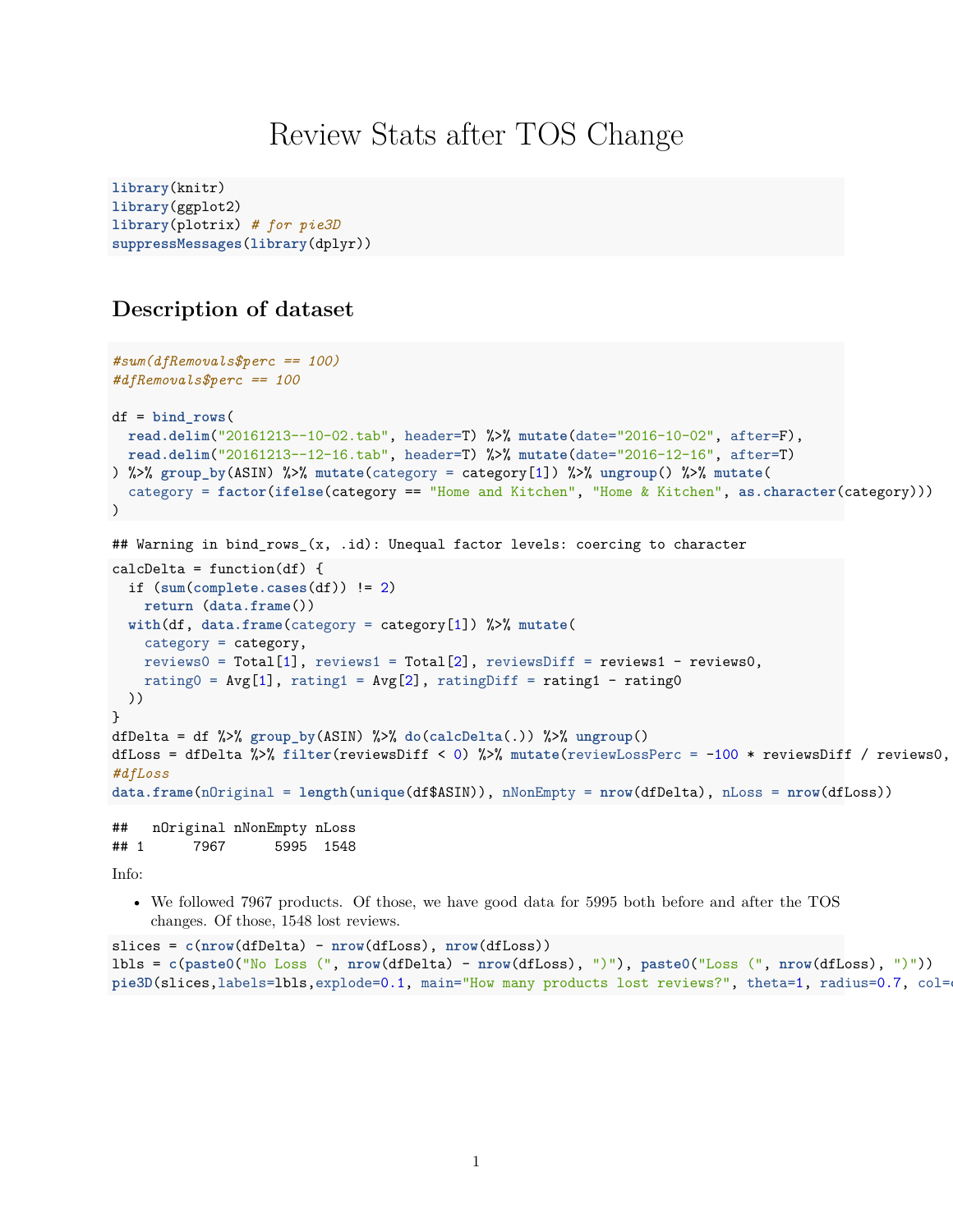# Review Stats after TOS Change

```
library(knitr)
library(ggplot2)
library(plotrix) # for pie3D
suppressMessages(library(dplyr))
```

## Description of dataset

```
#sum(dfRemovals$perc == 100)
#dfRemovals$perc == 100

df = bind_rows(
  read.delim("20161213--10-02.tab", header=T) %>% mutate(date="2016-10-02", after=F),
  read.delim("20161213--12-16.tab", header=T) %>% mutate(date="2016-12-16", after=T)
) %>% group_by(ASIN) %>% mutate(category = category[1]) %>% ungroup() %>% mutate(
  category = factor(ifelse(category == "Home and Kitchen", "Home & Kitchen", as.character(category)))
)
```

```
## Warning in bind_rows_(x, .id): Unequal factor levels: coercing to character
```

```
calcDelta = function(df) {
  if (sum(complete.cases(df)) != 2)
    return (data.frame())
  with(df, data.frame(category = category[1]) %>% mutate(
    category = category,
    reviews0 = Total[1], reviews1 = Total[2], reviewsDiff = reviews1 - reviews0,
    rating0 = Avg[1], rating1 = Avg[2], ratingDiff = rating1 - rating0
  ))
}
dfDelta = df %>% group_by(ASIN) %>% do(calcDelta(.)) %>% ungroup()
dfLoss = dfDelta %>% filter(reviewsDiff < 0) %>% mutate(reviewLossPerc = -100 * reviewsDiff / reviews0,
#dfLoss
data.frame(nOriginal = length(unique(df$ASIN)), nNonEmpty = nrow(dfDelta), nLoss = nrow(dfLoss))
```

```
##   nOriginal nNonEmpty nLoss
## 1      7967      5995  1548
```

Info:

- We followed 7967 products. Of those, we have good data for 5995 both before and after the TOS changes. Of those, 1548 lost reviews.

```
slices = c(nrow(dfDelta) - nrow(dfLoss), nrow(dfLoss))
lbls = c(paste0("No Loss (", nrow(dfDelta) - nrow(dfLoss), ")"), paste0("Loss (", nrow(dfLoss), ")"))
pie3D(slices,labels=lbls,explode=0.1, main="How many products lost reviews?", theta=1, radius=0.7, col=
```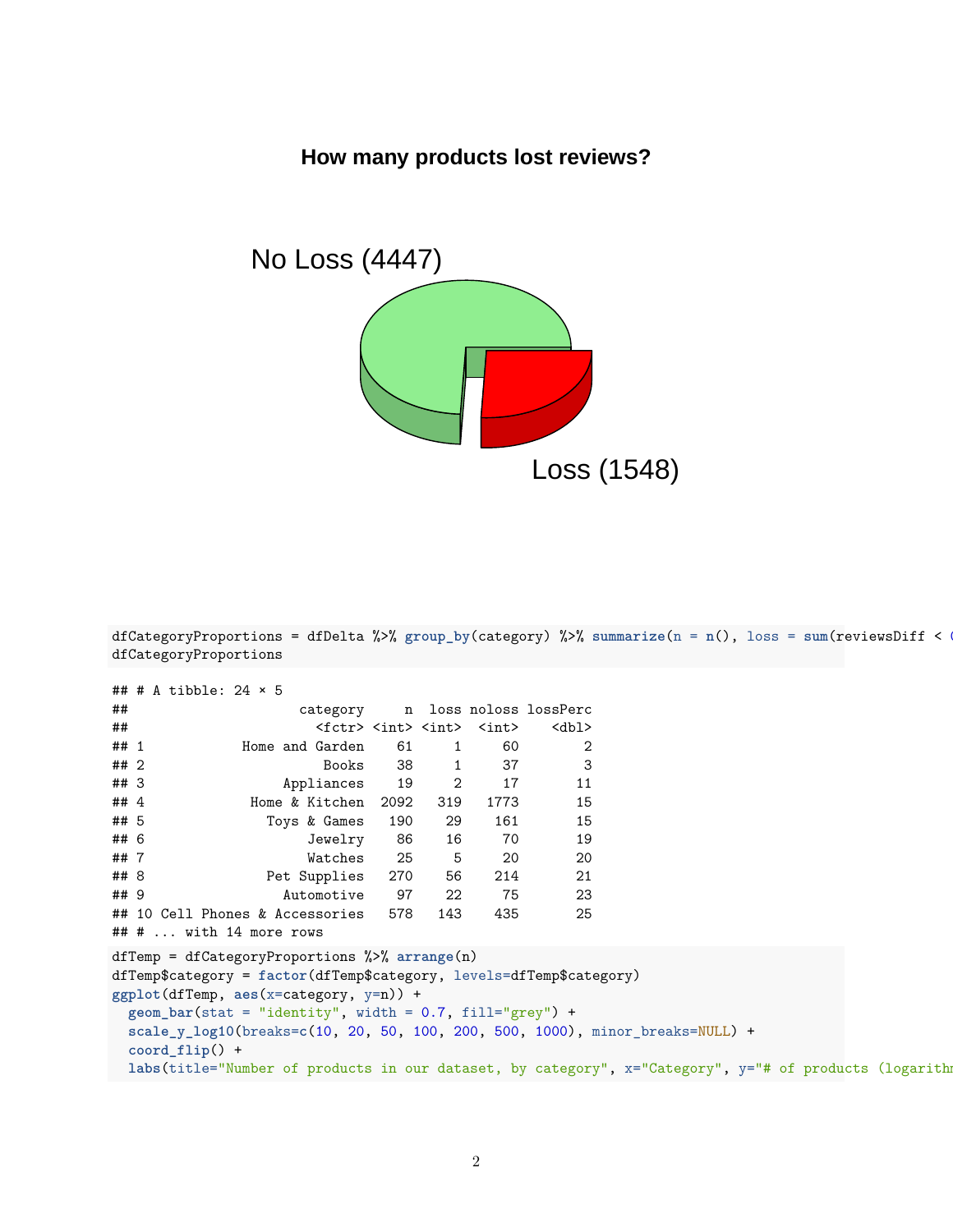**How many products lost reviews?**

No Loss (4447)

Loss (1548)

```
dfCategoryProportions = dfDelta %>% group_by(category) %>% summarize(n = n(), loss = sum(reviewsDiff < 
dfCategoryProportions
```

```
## # A tibble: 24 × 5
##                   category     n  loss noloss lossPerc
##                     <fctr> <int> <int>  <int>    <dbl>
## 1          Home and Garden    61     1     60        2
## 2                    Books    38     1     37        3
## 3               Appliances    19     2     17       11
## 4           Home & Kitchen  2092   319   1773       15
## 5            Toys & Games    190    29    161       15
## 6                  Jewelry    86    16     70       19
## 7                  Watches    25     5     20       20
## 8             Pet Supplies   270    56    214       21
## 9               Automotive    97    22     75       23
## 10 Cell Phones & Accessories   578   143    435       25
## # ... with 14 more rows
```

```
dfTemp = dfCategoryProportions %>% arrange(n)
dfTemp$category = factor(dfTemp$category, levels=dfTemp$category)
ggplot(dfTemp, aes(x=category, y=n)) +
  geom_bar(stat = "identity", width = 0.7, fill="grey") +
  scale_y_log10(breaks=c(10, 20, 50, 100, 200, 500, 1000), minor_breaks=NULL) +
  coord_flip() +
  labs(title="Number of products in our dataset, by category", x="Category", y="# of products (logarithm
```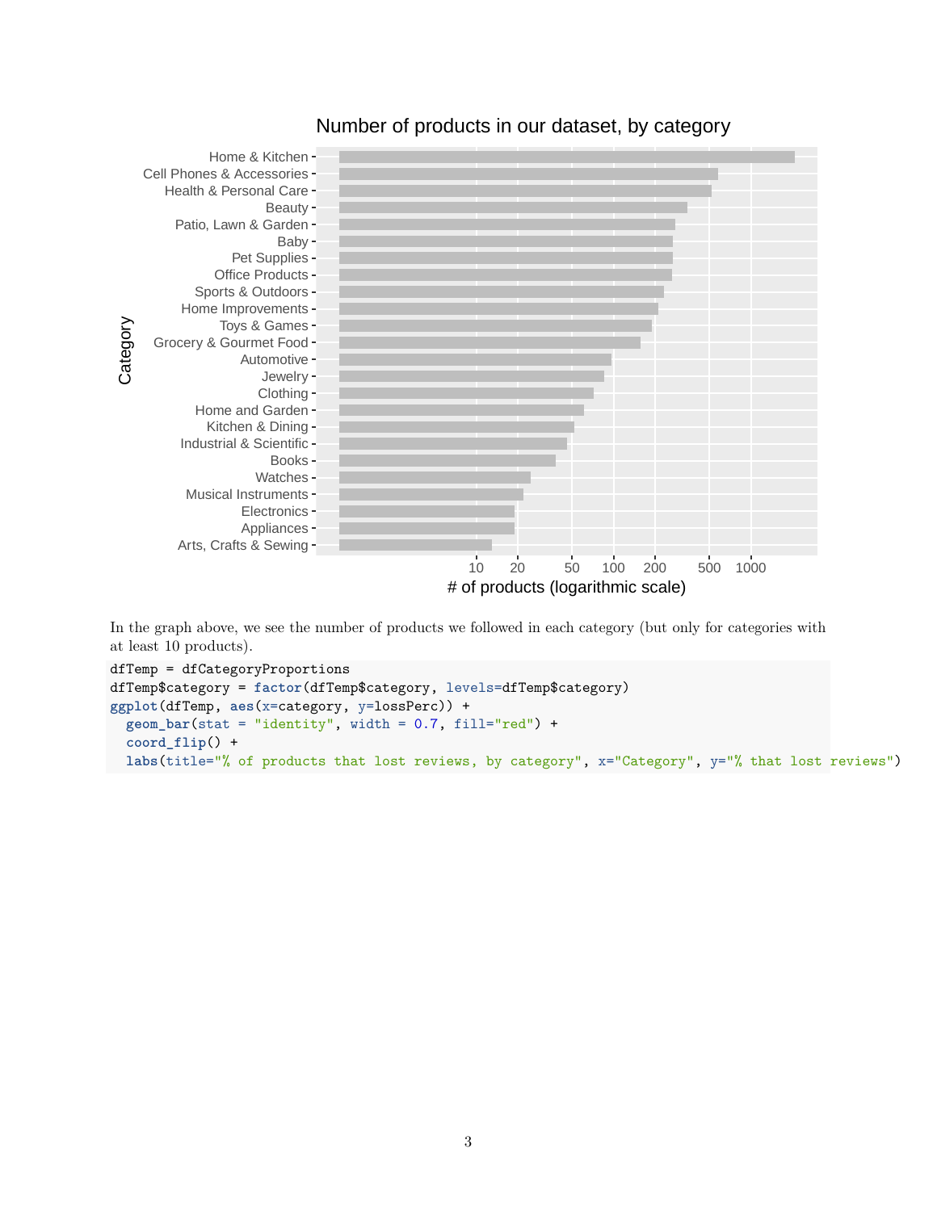In the graph above, we see the number of products we followed in each category (but only for categories with at least 10 products).

```
dfTemp = dfCategoryProportions
dfTemp$category = factor(dfTemp$category, levels=dfTemp$category)
ggplot(dfTemp, aes(x=category, y=lossPerc)) +
  geom_bar(stat = "identity", width = 0.7, fill="red") +
  coord_flip() +
  labs(title="% of products that lost reviews, by category", x="Category", y="% that lost reviews")
```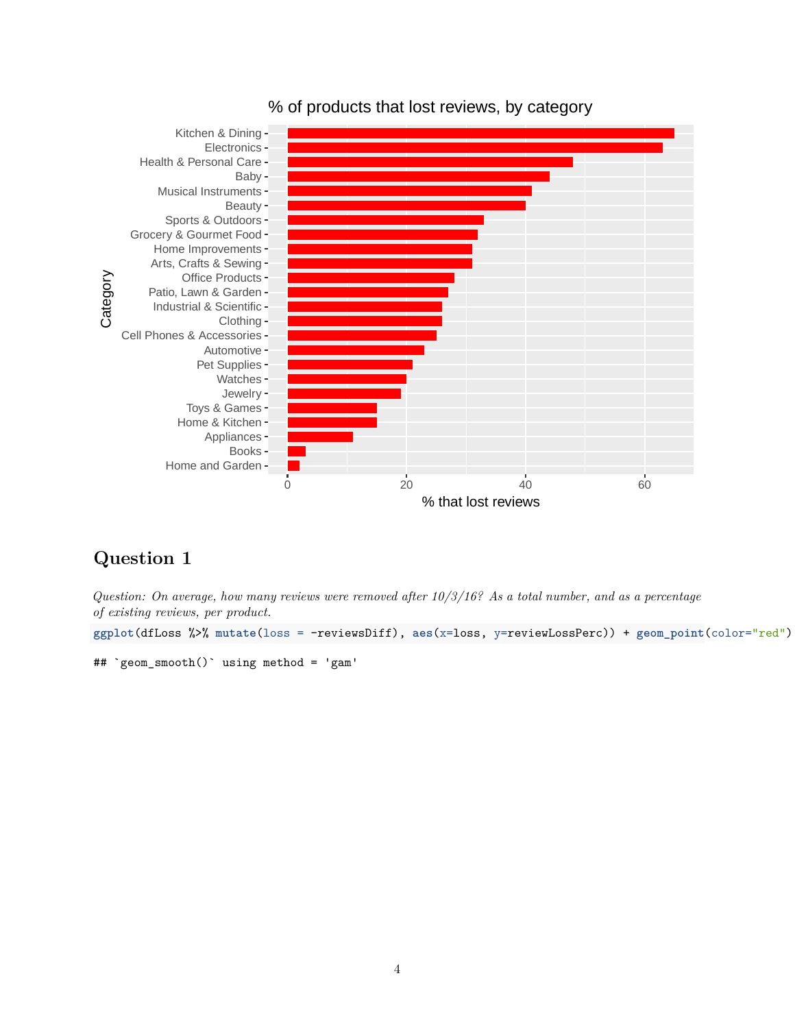## Question 1

*Question: On average, how many reviews were removed after 10/3/16? As a total number, and as a percentage of existing reviews, per product.*

```
ggplot(dfLoss %>% mutate(loss = -reviewsDiff), aes(x=loss, y=reviewLossPerc)) + geom_point(color="red")
```

```
## `geom_smooth()` using method = 'gam'
```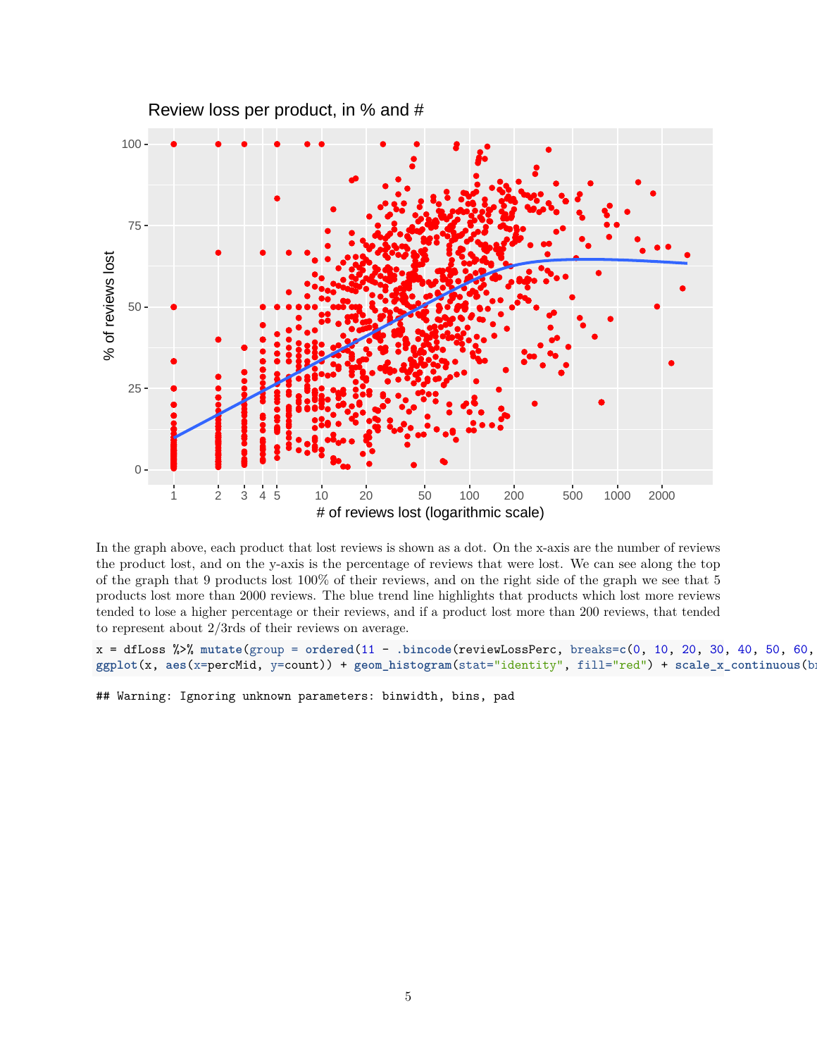In the graph above, each product that lost reviews is shown as a dot. On the x-axis are the number of reviews the product lost, and on the y-axis is the percentage of reviews that were lost. We can see along the top of the graph that 9 products lost 100% of their reviews, and on the right side of the graph we see that 5 products lost more than 2000 reviews. The blue trend line highlights that products which lost more reviews tended to lose a higher percentage or their reviews, and if a product lost more than 200 reviews, that tended to represent about 2/3rds of their reviews on average.

```
x = dfLoss %>% mutate(group = ordered(11 - .bincode(reviewLossPerc, breaks=c(0, 10, 20, 30, 40, 50, 60,
ggplot(x, aes(x=percMid, y=count)) + geom_histogram(stat="identity", fill="red") + scale_x_continuous(br
```

```
## Warning: Ignoring unknown parameters: binwidth, bins, pad
```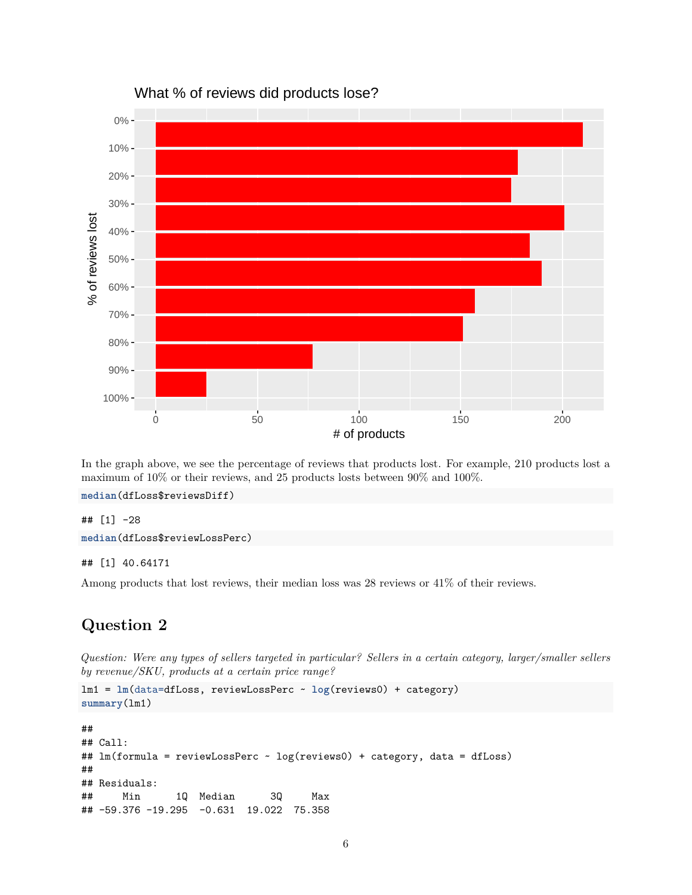In the graph above, we see the percentage of reviews that products lost. For example, 210 products lost a maximum of 10% or their reviews, and 25 products losts between 90% and 100%.

```
median(dfLoss$reviewsDiff)
```

```
## [1] -28
```

```
median(dfLoss$reviewLossPerc)
```

```
## [1] 40.64171
```

Among products that lost reviews, their median loss was 28 reviews or 41% of their reviews.

## Question 2

*Question: Were any types of sellers targeted in particular? Sellers in a certain category, larger/smaller sellers by revenue/SKU, products at a certain price range?*

```
lm1 = lm(data=dfLoss, reviewLossPerc ~ log(reviews0) + category)
summary(lm1)
```

```
##
## Call:
## lm(formula = reviewLossPerc ~ log(reviews0) + category, data = dfLoss)
##
## Residuals:
##     Min      1Q  Median      3Q     Max
## -59.376 -19.295  -0.631  19.022  75.358
```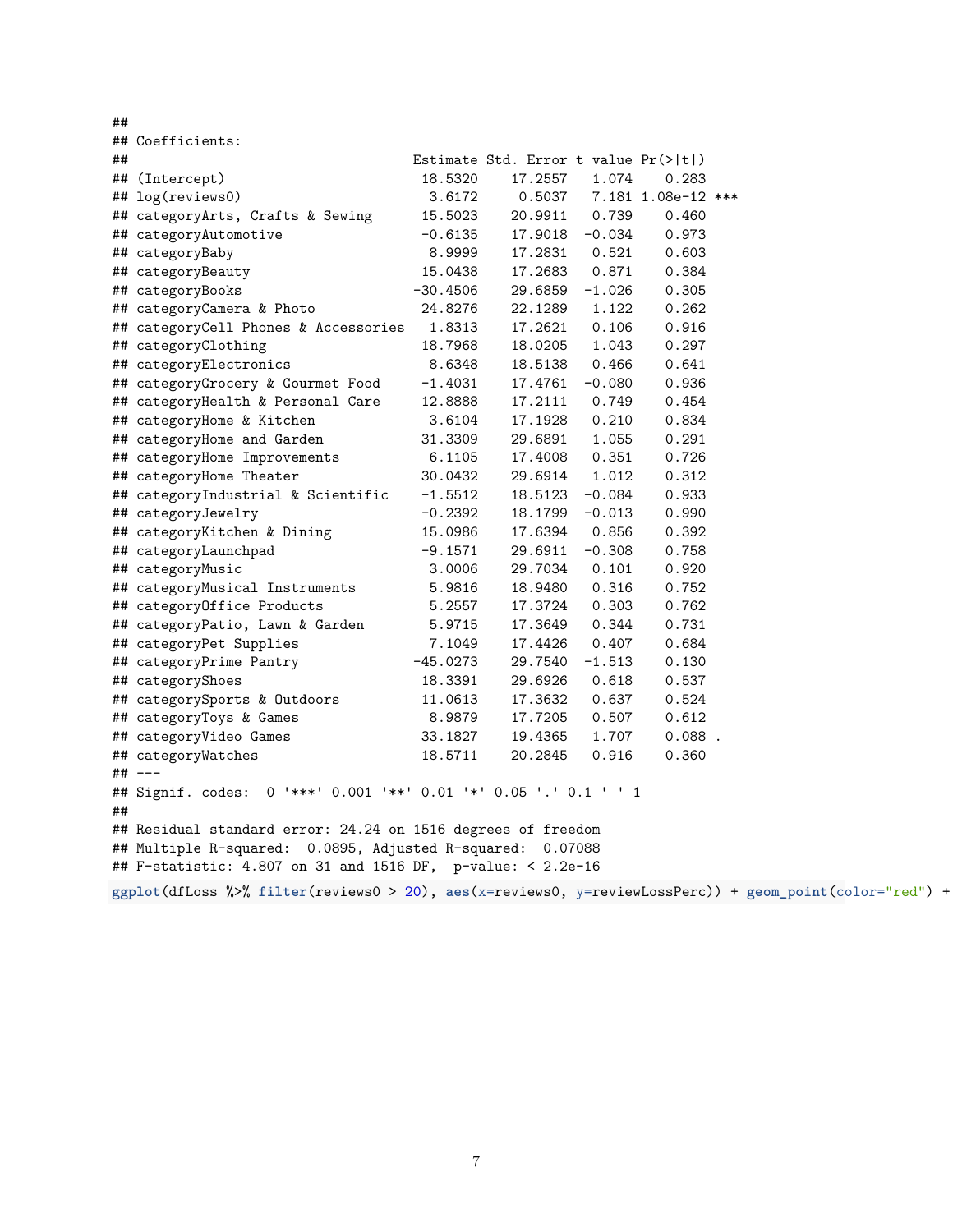```
##
## Coefficients:
##                                   Estimate Std. Error t value Pr(>|t|)
## (Intercept)                        18.5320    17.2557   1.074    0.283
## log(reviews0)                       3.6172     0.5037   7.181 1.08e-12 ***
## categoryArts, Crafts & Sewing      15.5023    20.9911   0.739    0.460
## categoryAutomotive                 -0.6135    17.9018  -0.034    0.973
## categoryBaby                        8.9999    17.2831   0.521    0.603
## categoryBeauty                     15.0438    17.2683   0.871    0.384
## categoryBooks                     -30.4506    29.6859  -1.026    0.305
## categoryCamera & Photo             24.8276    22.1289   1.122    0.262
## categoryCell Phones & Accessories   1.8313    17.2621   0.106    0.916
## categoryClothing                   18.7968    18.0205   1.043    0.297
## categoryElectronics                 8.6348    18.5138   0.466    0.641
## categoryGrocery & Gourmet Food     -1.4031    17.4761  -0.080    0.936
## categoryHealth & Personal Care     12.8888    17.2111   0.749    0.454
## categoryHome & Kitchen              3.6104    17.1928   0.210    0.834
## categoryHome and Garden            31.3309    29.6891   1.055    0.291
## categoryHome Improvements           6.1105    17.4008   0.351    0.726
## categoryHome Theater               30.0432    29.6914   1.012    0.312
## categoryIndustrial & Scientific    -1.5512    18.5123  -0.084    0.933
## categoryJewelry                    -0.2392    18.1799  -0.013    0.990
## categoryKitchen & Dining           15.0986    17.6394   0.856    0.392
## categoryLaunchpad                  -9.1571    29.6911  -0.308    0.758
## categoryMusic                       3.0006    29.7034   0.101    0.920
## categoryMusical Instruments         5.9816    18.9480   0.316    0.752
## categoryOffice Products             5.2557    17.3724   0.303    0.762
## categoryPatio, Lawn & Garden        5.9715    17.3649   0.344    0.731
## categoryPet Supplies                7.1049    17.4426   0.407    0.684
## categoryPrime Pantry              -45.0273    29.7540  -1.513    0.130
## categoryShoes                      18.3391    29.6926   0.618    0.537
## categorySports & Outdoors          11.0613    17.3632   0.637    0.524
## categoryToys & Games                8.9879    17.7205   0.507    0.612
## categoryVideo Games                33.1827    19.4365   1.707    0.088 .
## categoryWatches                    18.5711    20.2845   0.916    0.360
## ---
## Signif. codes:  0 '***' 0.001 '**' 0.01 '*' 0.05 '.' 0.1 ' ' 1
##
## Residual standard error: 24.24 on 1516 degrees of freedom
## Multiple R-squared:  0.0895, Adjusted R-squared:  0.07088
## F-statistic: 4.807 on 31 and 1516 DF,  p-value: < 2.2e-16
```

```
ggplot(dfLoss %>% filter(reviews0 > 20), aes(x=reviews0, y=reviewLossPerc)) + geom_point(color="red") +
```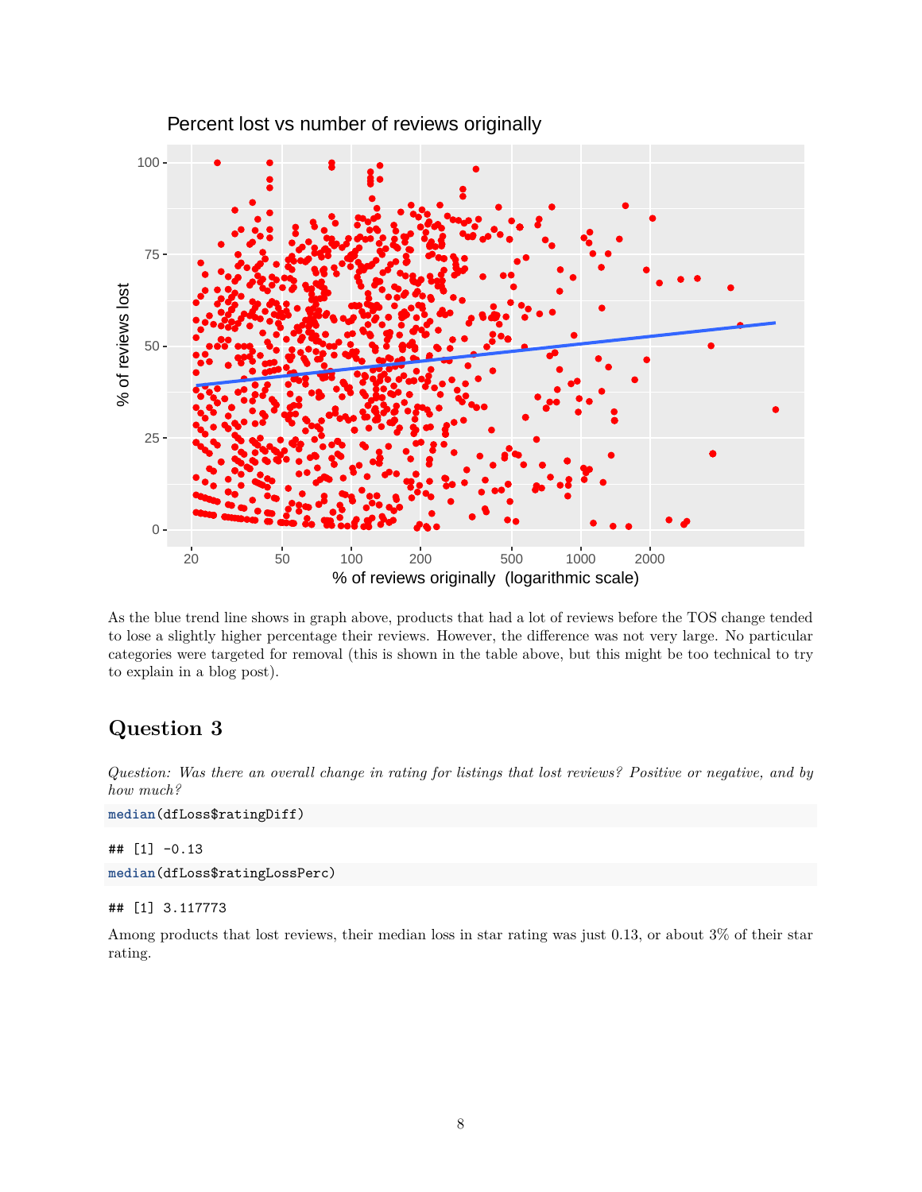Percent lost vs number of reviews originally

100
75
50
25
0

% of reviews lost

20
50
100
200
500
1000
2000

% of reviews originally (logarithmic scale)

As the blue trend line shows in graph above, products that had a lot of reviews before the TOS change tended to lose a slightly higher percentage their reviews. However, the difference was not very large. No particular categories were targeted for removal (this is shown in the table above, but this might be too technical to try to explain in a blog post).

## Question 3

*Question: Was there an overall change in rating for listings that lost reviews? Positive or negative, and by how much?*

```
median(dfLoss$ratingDiff)
```

```
## [1] -0.13
```

```
median(dfLoss$ratingLossPerc)
```

```
## [1] 3.117773
```

Among products that lost reviews, their median loss in star rating was just 0.13, or about 3% of their star rating.